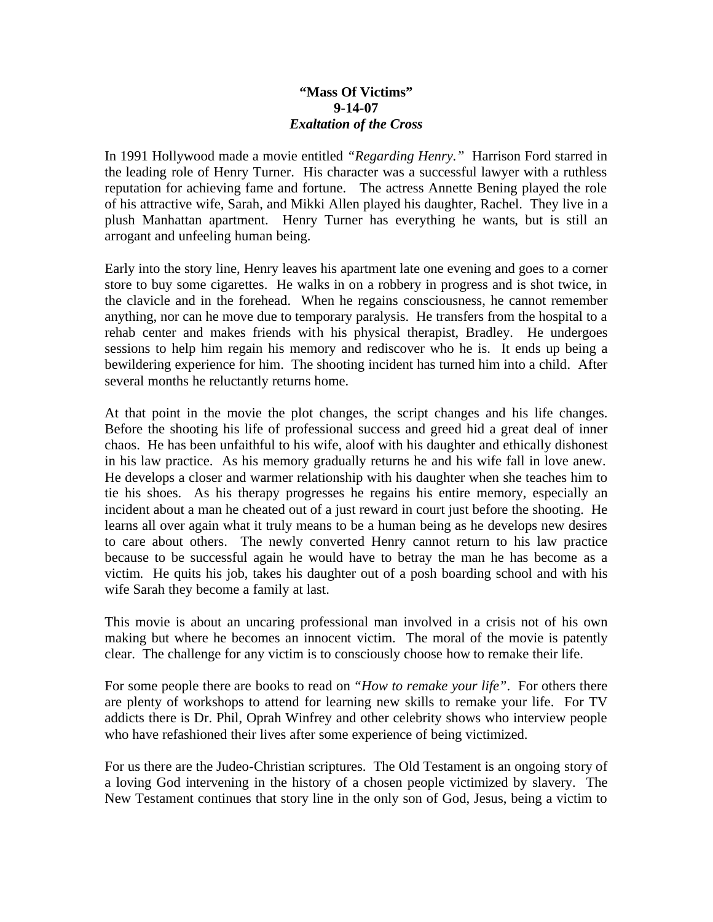**"Mass Of Victims"**
**9-14-07**
***Exaltation of the Cross***

In 1991 Hollywood made a movie entitled *"Regarding Henry."* Harrison Ford starred in the leading role of Henry Turner. His character was a successful lawyer with a ruthless reputation for achieving fame and fortune. The actress Annette Bening played the role of his attractive wife, Sarah, and Mikki Allen played his daughter, Rachel. They live in a plush Manhattan apartment. Henry Turner has everything he wants, but is still an arrogant and unfeeling human being.

Early into the story line, Henry leaves his apartment late one evening and goes to a corner store to buy some cigarettes. He walks in on a robbery in progress and is shot twice, in the clavicle and in the forehead. When he regains consciousness, he cannot remember anything, nor can he move due to temporary paralysis. He transfers from the hospital to a rehab center and makes friends with his physical therapist, Bradley. He undergoes sessions to help him regain his memory and rediscover who he is. It ends up being a bewildering experience for him. The shooting incident has turned him into a child. After several months he reluctantly returns home.

At that point in the movie the plot changes, the script changes and his life changes. Before the shooting his life of professional success and greed hid a great deal of inner chaos. He has been unfaithful to his wife, aloof with his daughter and ethically dishonest in his law practice. As his memory gradually returns he and his wife fall in love anew. He develops a closer and warmer relationship with his daughter when she teaches him to tie his shoes. As his therapy progresses he regains his entire memory, especially an incident about a man he cheated out of a just reward in court just before the shooting. He learns all over again what it truly means to be a human being as he develops new desires to care about others. The newly converted Henry cannot return to his law practice because to be successful again he would have to betray the man he has become as a victim. He quits his job, takes his daughter out of a posh boarding school and with his wife Sarah they become a family at last.

This movie is about an uncaring professional man involved in a crisis not of his own making but where he becomes an innocent victim. The moral of the movie is patently clear. The challenge for any victim is to consciously choose how to remake their life.

For some people there are books to read on *"How to remake your life"*. For others there are plenty of workshops to attend for learning new skills to remake your life. For TV addicts there is Dr. Phil, Oprah Winfrey and other celebrity shows who interview people who have refashioned their lives after some experience of being victimized.

For us there are the Judeo-Christian scriptures. The Old Testament is an ongoing story of a loving God intervening in the history of a chosen people victimized by slavery. The New Testament continues that story line in the only son of God, Jesus, being a victim to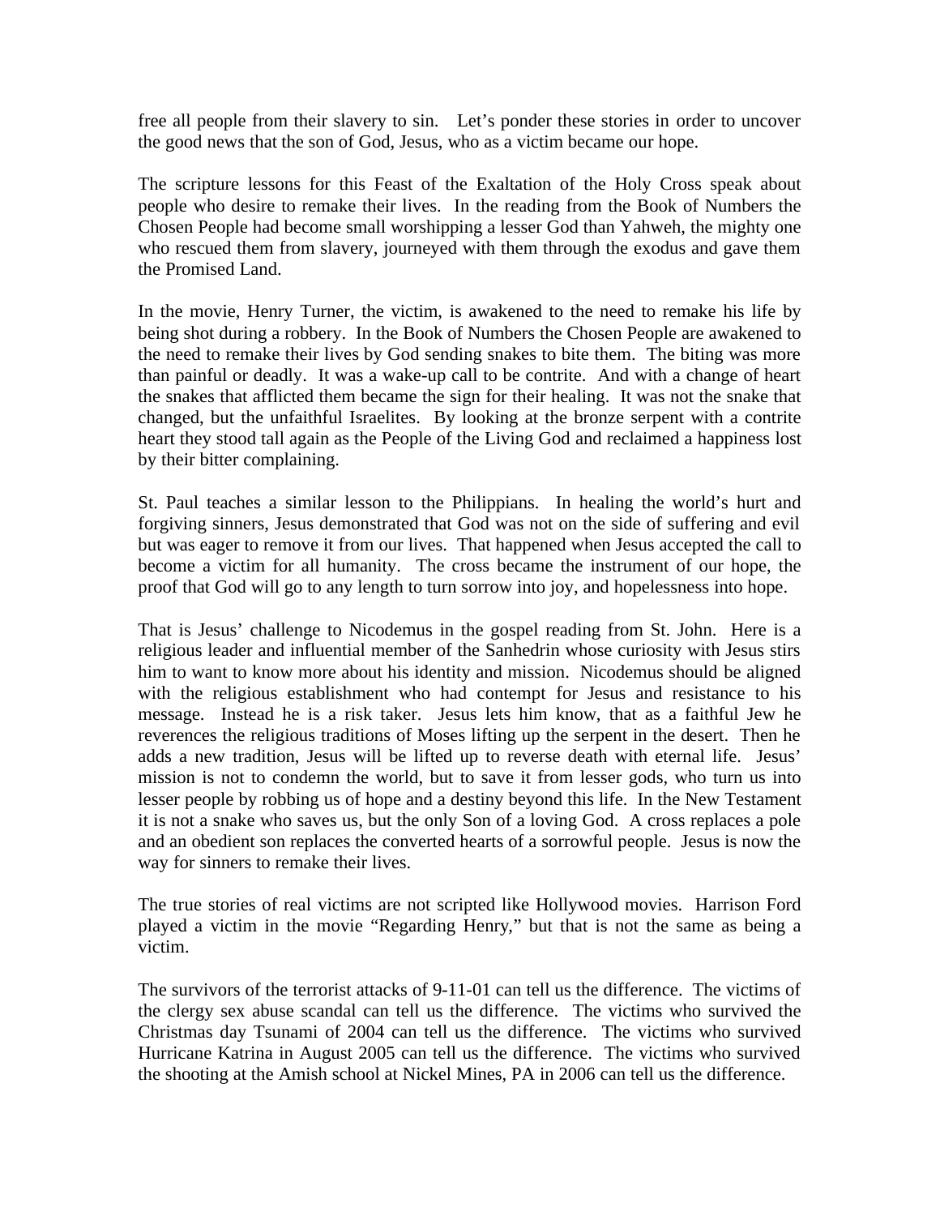free all people from their slavery to sin. Let's ponder these stories in order to uncover the good news that the son of God, Jesus, who as a victim became our hope.

The scripture lessons for this Feast of the Exaltation of the Holy Cross speak about people who desire to remake their lives. In the reading from the Book of Numbers the Chosen People had become small worshipping a lesser God than Yahweh, the mighty one who rescued them from slavery, journeyed with them through the exodus and gave them the Promised Land.

In the movie, Henry Turner, the victim, is awakened to the need to remake his life by being shot during a robbery. In the Book of Numbers the Chosen People are awakened to the need to remake their lives by God sending snakes to bite them. The biting was more than painful or deadly. It was a wake-up call to be contrite. And with a change of heart the snakes that afflicted them became the sign for their healing. It was not the snake that changed, but the unfaithful Israelites. By looking at the bronze serpent with a contrite heart they stood tall again as the People of the Living God and reclaimed a happiness lost by their bitter complaining.

St. Paul teaches a similar lesson to the Philippians. In healing the world's hurt and forgiving sinners, Jesus demonstrated that God was not on the side of suffering and evil but was eager to remove it from our lives. That happened when Jesus accepted the call to become a victim for all humanity. The cross became the instrument of our hope, the proof that God will go to any length to turn sorrow into joy, and hopelessness into hope.

That is Jesus' challenge to Nicodemus in the gospel reading from St. John. Here is a religious leader and influential member of the Sanhedrin whose curiosity with Jesus stirs him to want to know more about his identity and mission. Nicodemus should be aligned with the religious establishment who had contempt for Jesus and resistance to his message. Instead he is a risk taker. Jesus lets him know, that as a faithful Jew he reverences the religious traditions of Moses lifting up the serpent in the desert. Then he adds a new tradition, Jesus will be lifted up to reverse death with eternal life. Jesus' mission is not to condemn the world, but to save it from lesser gods, who turn us into lesser people by robbing us of hope and a destiny beyond this life. In the New Testament it is not a snake who saves us, but the only Son of a loving God. A cross replaces a pole and an obedient son replaces the converted hearts of a sorrowful people. Jesus is now the way for sinners to remake their lives.

The true stories of real victims are not scripted like Hollywood movies. Harrison Ford played a victim in the movie "Regarding Henry," but that is not the same as being a victim.

The survivors of the terrorist attacks of 9-11-01 can tell us the difference. The victims of the clergy sex abuse scandal can tell us the difference. The victims who survived the Christmas day Tsunami of 2004 can tell us the difference. The victims who survived Hurricane Katrina in August 2005 can tell us the difference. The victims who survived the shooting at the Amish school at Nickel Mines, PA in 2006 can tell us the difference.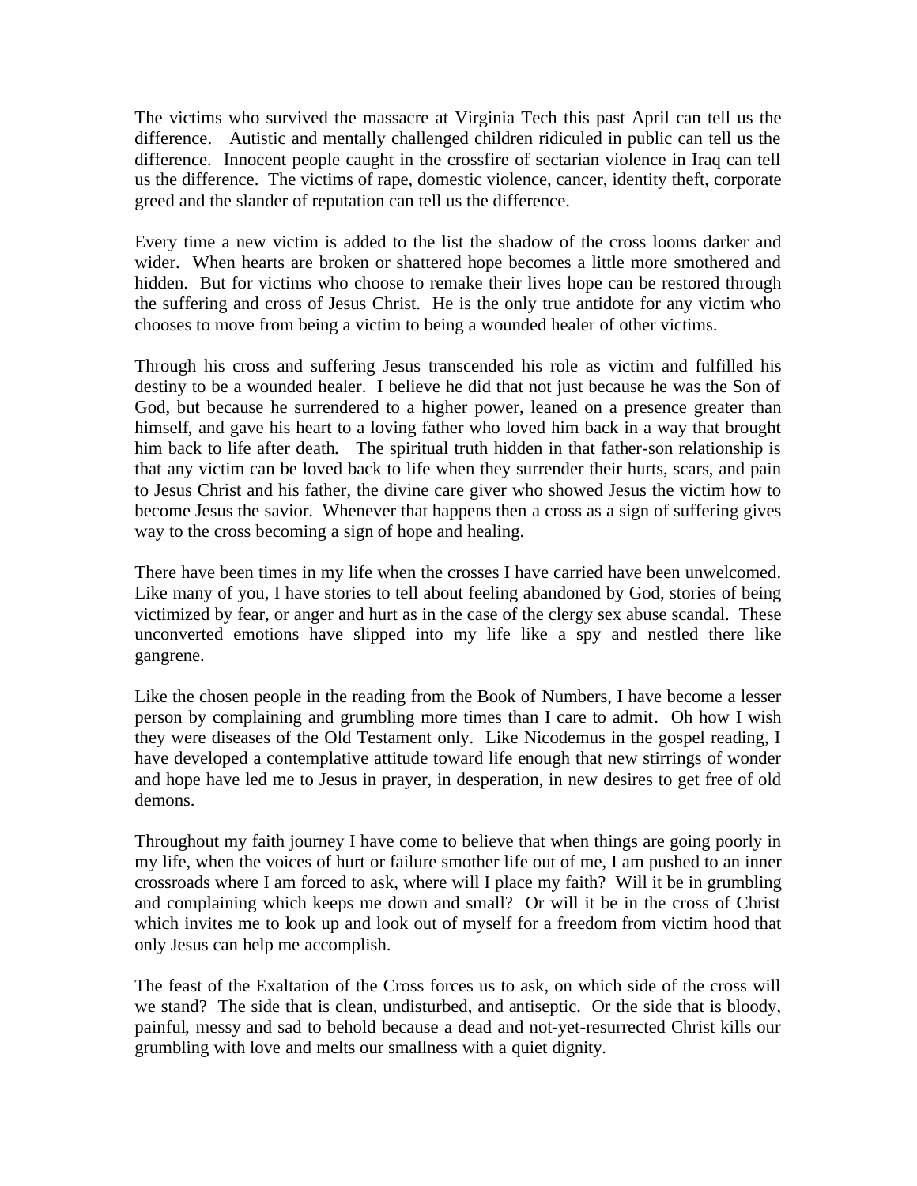The victims who survived the massacre at Virginia Tech this past April can tell us the difference. Autistic and mentally challenged children ridiculed in public can tell us the difference. Innocent people caught in the crossfire of sectarian violence in Iraq can tell us the difference. The victims of rape, domestic violence, cancer, identity theft, corporate greed and the slander of reputation can tell us the difference.

Every time a new victim is added to the list the shadow of the cross looms darker and wider. When hearts are broken or shattered hope becomes a little more smothered and hidden. But for victims who choose to remake their lives hope can be restored through the suffering and cross of Jesus Christ. He is the only true antidote for any victim who chooses to move from being a victim to being a wounded healer of other victims.

Through his cross and suffering Jesus transcended his role as victim and fulfilled his destiny to be a wounded healer. I believe he did that not just because he was the Son of God, but because he surrendered to a higher power, leaned on a presence greater than himself, and gave his heart to a loving father who loved him back in a way that brought him back to life after death. The spiritual truth hidden in that father-son relationship is that any victim can be loved back to life when they surrender their hurts, scars, and pain to Jesus Christ and his father, the divine care giver who showed Jesus the victim how to become Jesus the savior. Whenever that happens then a cross as a sign of suffering gives way to the cross becoming a sign of hope and healing.

There have been times in my life when the crosses I have carried have been unwelcomed. Like many of you, I have stories to tell about feeling abandoned by God, stories of being victimized by fear, or anger and hurt as in the case of the clergy sex abuse scandal. These unconverted emotions have slipped into my life like a spy and nestled there like gangrene.

Like the chosen people in the reading from the Book of Numbers, I have become a lesser person by complaining and grumbling more times than I care to admit. Oh how I wish they were diseases of the Old Testament only. Like Nicodemus in the gospel reading, I have developed a contemplative attitude toward life enough that new stirrings of wonder and hope have led me to Jesus in prayer, in desperation, in new desires to get free of old demons.

Throughout my faith journey I have come to believe that when things are going poorly in my life, when the voices of hurt or failure smother life out of me, I am pushed to an inner crossroads where I am forced to ask, where will I place my faith? Will it be in grumbling and complaining which keeps me down and small? Or will it be in the cross of Christ which invites me to look up and look out of myself for a freedom from victim hood that only Jesus can help me accomplish.

The feast of the Exaltation of the Cross forces us to ask, on which side of the cross will we stand? The side that is clean, undisturbed, and antiseptic. Or the side that is bloody, painful, messy and sad to behold because a dead and not-yet-resurrected Christ kills our grumbling with love and melts our smallness with a quiet dignity.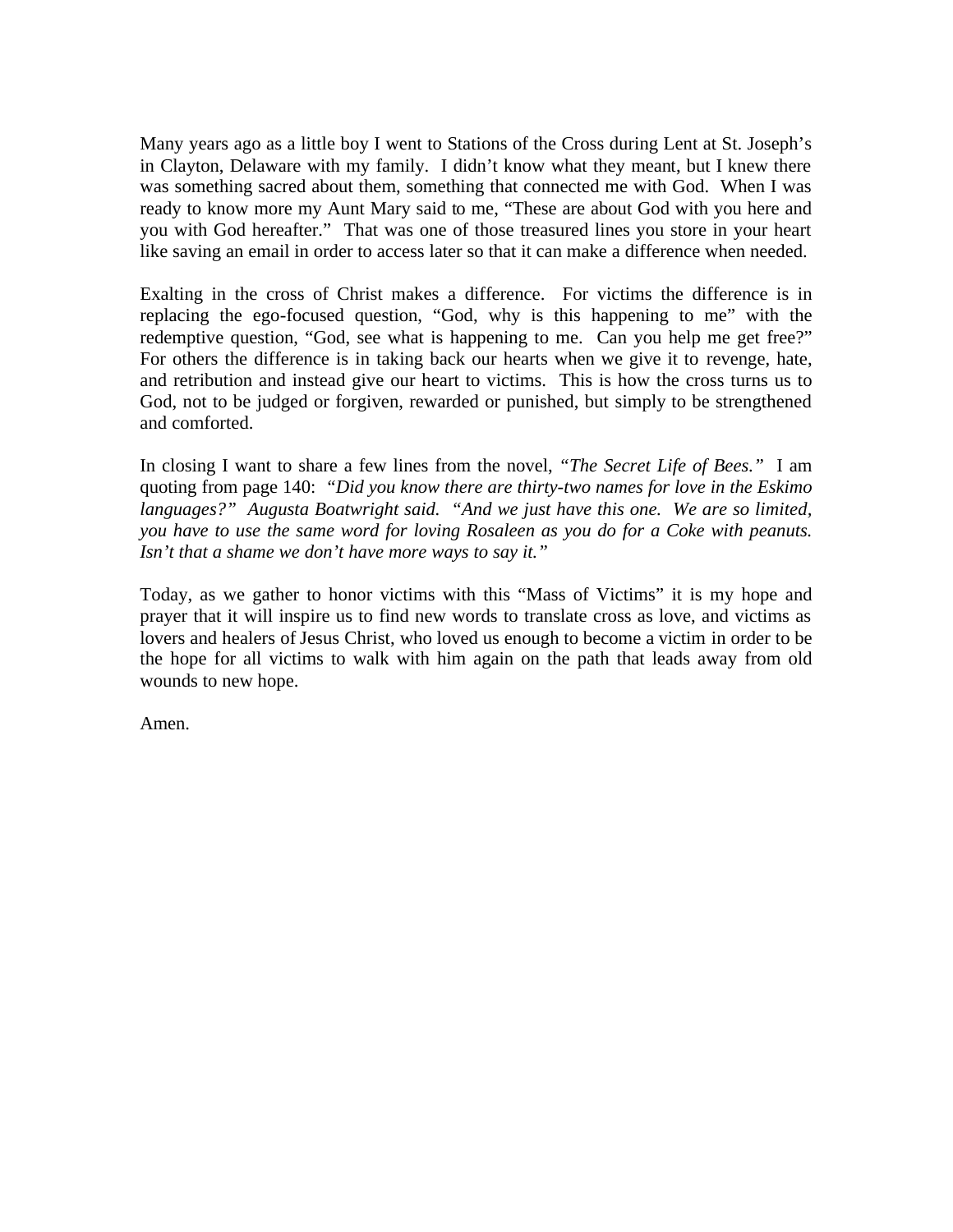Many years ago as a little boy I went to Stations of the Cross during Lent at St. Joseph's in Clayton, Delaware with my family. I didn't know what they meant, but I knew there was something sacred about them, something that connected me with God. When I was ready to know more my Aunt Mary said to me, "These are about God with you here and you with God hereafter." That was one of those treasured lines you store in your heart like saving an email in order to access later so that it can make a difference when needed.

Exalting in the cross of Christ makes a difference. For victims the difference is in replacing the ego-focused question, "God, why is this happening to me" with the redemptive question, "God, see what is happening to me. Can you help me get free?" For others the difference is in taking back our hearts when we give it to revenge, hate, and retribution and instead give our heart to victims. This is how the cross turns us to God, not to be judged or forgiven, rewarded or punished, but simply to be strengthened and comforted.

In closing I want to share a few lines from the novel, *"The Secret Life of Bees."* I am quoting from page 140: *"Did you know there are thirty-two names for love in the Eskimo languages?" Augusta Boatwright said. "And we just have this one. We are so limited, you have to use the same word for loving Rosaleen as you do for a Coke with peanuts. Isn't that a shame we don't have more ways to say it."*

Today, as we gather to honor victims with this "Mass of Victims" it is my hope and prayer that it will inspire us to find new words to translate cross as love, and victims as lovers and healers of Jesus Christ, who loved us enough to become a victim in order to be the hope for all victims to walk with him again on the path that leads away from old wounds to new hope.

Amen.